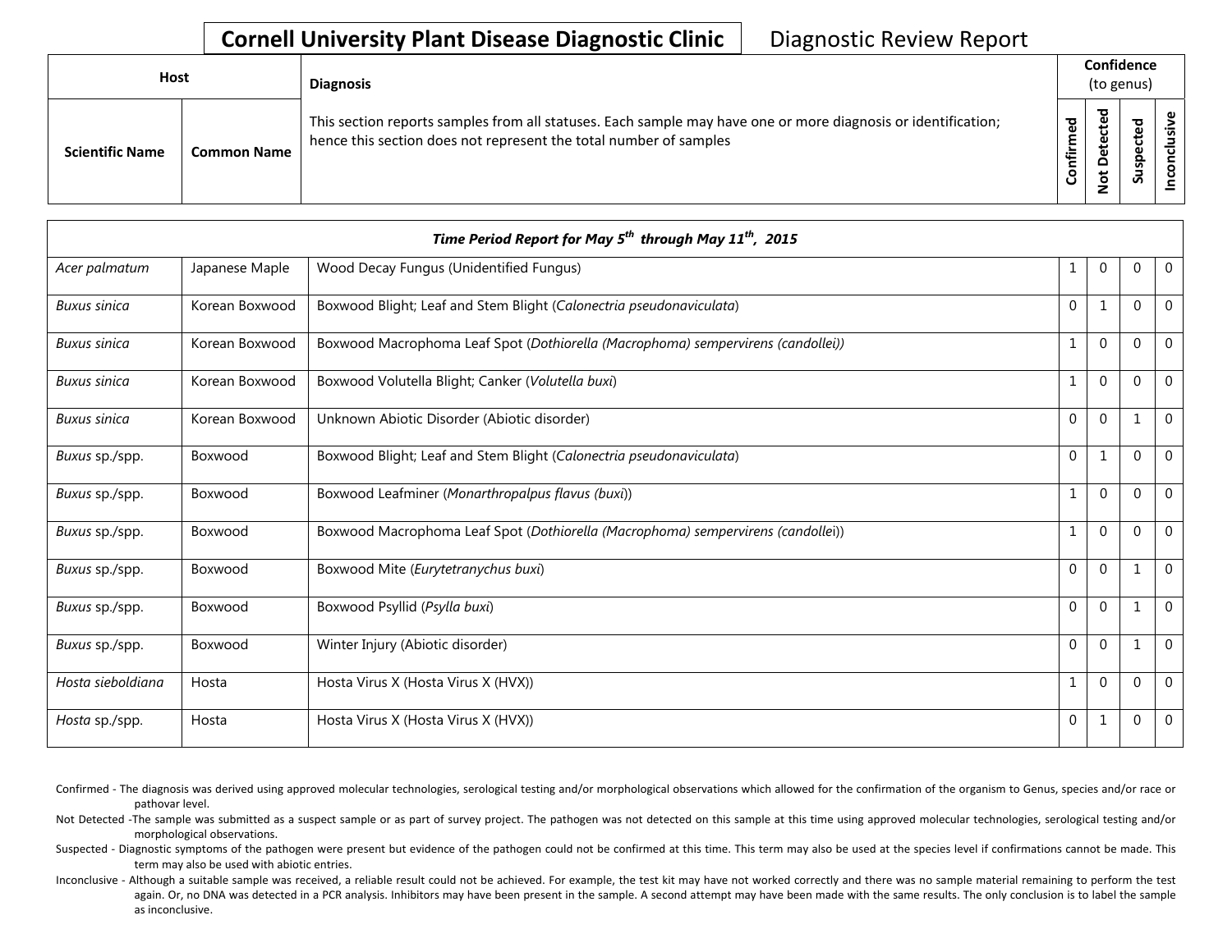# Cornell University Plant Disease Diagnostic Clinic

Diagnostic Review Report

| Host | | Diagnosis | Confidence (to genus) | | | |
|---|---|---|---|---|---|---|
| **Scientific Name** | **Common Name** | This section reports samples from all statuses. Each sample may have one or more diagnosis or identification; hence this section does not represent the total number of samples | **Confirmed** | **Not Detected** | **Suspected** | **Inconclusive** |

| *Time Period Report for May 5th through May 11th, 2015* | | | | | | |
|---|---|---|---|---|---|---|
| *Acer palmatum* | Japanese Maple | Wood Decay Fungus (Unidentified Fungus) | 1 | 0 | 0 | 0 |
| *Buxus sinica* | Korean Boxwood | Boxwood Blight; Leaf and Stem Blight (*Calonectria pseudonaviculata*) | 0 | 1 | 0 | 0 |
| *Buxus sinica* | Korean Boxwood | Boxwood Macrophoma Leaf Spot (*Dothiorella (Macrophoma) sempervirens (candollei)*) | 1 | 0 | 0 | 0 |
| *Buxus sinica* | Korean Boxwood | Boxwood Volutella Blight; Canker (*Volutella buxi*) | 1 | 0 | 0 | 0 |
| *Buxus sinica* | Korean Boxwood | Unknown Abiotic Disorder (Abiotic disorder) | 0 | 0 | 1 | 0 |
| *Buxus* sp./spp. | Boxwood | Boxwood Blight; Leaf and Stem Blight (*Calonectria pseudonaviculata*) | 0 | 1 | 0 | 0 |
| *Buxus* sp./spp. | Boxwood | Boxwood Leafminer (*Monarthropalpus flavus (buxi*)) | 1 | 0 | 0 | 0 |
| *Buxus* sp./spp. | Boxwood | Boxwood Macrophoma Leaf Spot (*Dothiorella (Macrophoma) sempervirens (candolle*i)) | 1 | 0 | 0 | 0 |
| *Buxus* sp./spp. | Boxwood | Boxwood Mite (*Eurytetranychus buxi*) | 0 | 0 | 1 | 0 |
| *Buxus* sp./spp. | Boxwood | Boxwood Psyllid (*Psylla buxi*) | 0 | 0 | 1 | 0 |
| *Buxus* sp./spp. | Boxwood | Winter Injury (Abiotic disorder) | 0 | 0 | 1 | 0 |
| *Hosta sieboldiana* | Hosta | Hosta Virus X (Hosta Virus X (HVX)) | 1 | 0 | 0 | 0 |
| *Hosta* sp./spp. | Hosta | Hosta Virus X (Hosta Virus X (HVX)) | 0 | 1 | 0 | 0 |

Confirmed - The diagnosis was derived using approved molecular technologies, serological testing and/or morphological observations which allowed for the confirmation of the organism to Genus, species and/or race or pathovar level.

Not Detected -The sample was submitted as a suspect sample or as part of survey project. The pathogen was not detected on this sample at this time using approved molecular technologies, serological testing and/or morphological observations.

Suspected - Diagnostic symptoms of the pathogen were present but evidence of the pathogen could not be confirmed at this time. This term may also be used at the species level if confirmations cannot be made. This term may also be used with abiotic entries.

Inconclusive - Although a suitable sample was received, a reliable result could not be achieved. For example, the test kit may have not worked correctly and there was no sample material remaining to perform the test again. Or, no DNA was detected in a PCR analysis. Inhibitors may have been present in the sample. A second attempt may have been made with the same results. The only conclusion is to label the sample as inconclusive.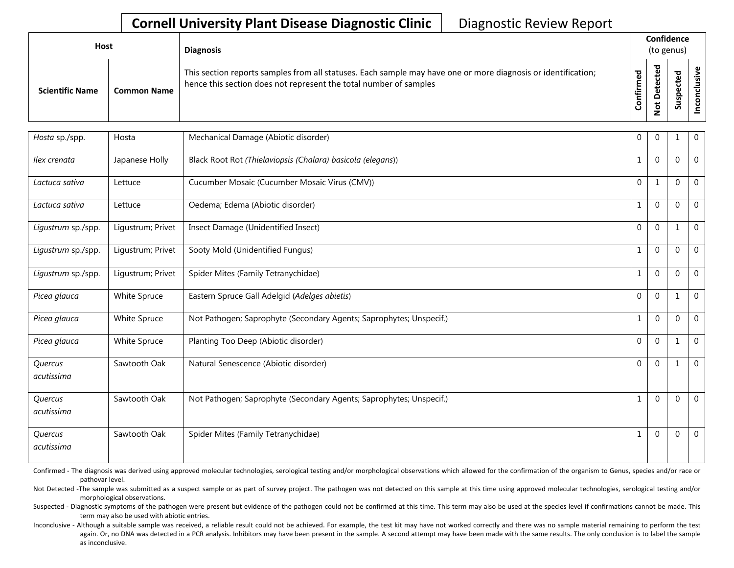**Cornell University Plant Disease Diagnostic Clinic** Diagnostic Review Report

| Host | | Diagnosis | Confidence (to genus) | | | |
|---|---|---|---|---|---|---|
| Scientific Name | Common Name | This section reports samples from all statuses. Each sample may have one or more diagnosis or identification; hence this section does not represent the total number of samples | Confirmed | Not Detected | Suspected | Inconclusive |
| *Hosta* sp./spp. | Hosta | Mechanical Damage (Abiotic disorder) | 0 | 0 | 1 | 0 |
| *Ilex crenata* | Japanese Holly | Black Root Rot *(Thielaviopsis (Chalara) basicola (elegans))* | 1 | 0 | 0 | 0 |
| *Lactuca sativa* | Lettuce | Cucumber Mosaic (Cucumber Mosaic Virus (CMV)) | 0 | 1 | 0 | 0 |
| *Lactuca sativa* | Lettuce | Oedema; Edema (Abiotic disorder) | 1 | 0 | 0 | 0 |
| *Ligustrum* sp./spp. | Ligustrum; Privet | Insect Damage (Unidentified Insect) | 0 | 0 | 1 | 0 |
| *Ligustrum* sp./spp. | Ligustrum; Privet | Sooty Mold (Unidentified Fungus) | 1 | 0 | 0 | 0 |
| *Ligustrum* sp./spp. | Ligustrum; Privet | Spider Mites (Family Tetranychidae) | 1 | 0 | 0 | 0 |
| *Picea glauca* | White Spruce | Eastern Spruce Gall Adelgid (*Adelges abietis*) | 0 | 0 | 1 | 0 |
| *Picea glauca* | White Spruce | Not Pathogen; Saprophyte (Secondary Agents; Saprophytes; Unspecif.) | 1 | 0 | 0 | 0 |
| *Picea glauca* | White Spruce | Planting Too Deep (Abiotic disorder) | 0 | 0 | 1 | 0 |
| *Quercus acutissima* | Sawtooth Oak | Natural Senescence (Abiotic disorder) | 0 | 0 | 1 | 0 |
| *Quercus acutissima* | Sawtooth Oak | Not Pathogen; Saprophyte (Secondary Agents; Saprophytes; Unspecif.) | 1 | 0 | 0 | 0 |
| *Quercus acutissima* | Sawtooth Oak | Spider Mites (Family Tetranychidae) | 1 | 0 | 0 | 0 |

Confirmed - The diagnosis was derived using approved molecular technologies, serological testing and/or morphological observations which allowed for the confirmation of the organism to Genus, species and/or race or pathovar level.

Not Detected -The sample was submitted as a suspect sample or as part of survey project. The pathogen was not detected on this sample at this time using approved molecular technologies, serological testing and/or morphological observations.

Suspected - Diagnostic symptoms of the pathogen were present but evidence of the pathogen could not be confirmed at this time. This term may also be used at the species level if confirmations cannot be made. This term may also be used with abiotic entries.

Inconclusive - Although a suitable sample was received, a reliable result could not be achieved. For example, the test kit may have not worked correctly and there was no sample material remaining to perform the test again. Or, no DNA was detected in a PCR analysis. Inhibitors may have been present in the sample. A second attempt may have been made with the same results. The only conclusion is to label the sample as inconclusive.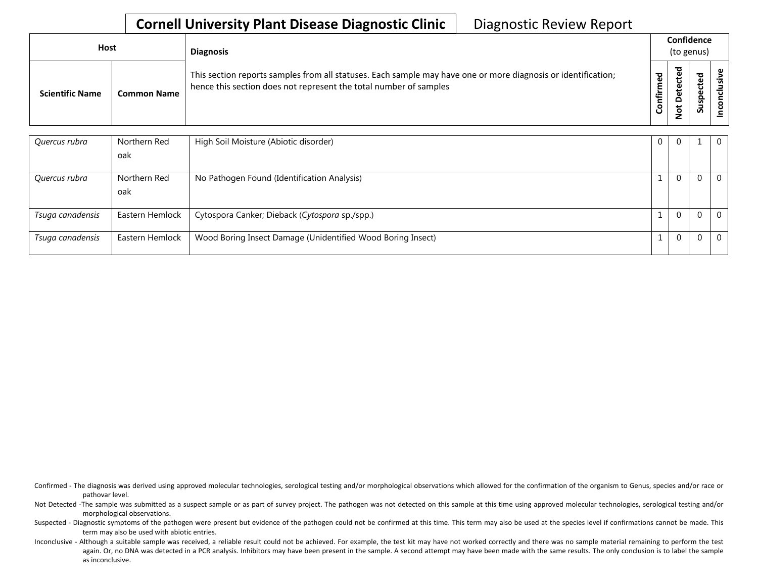Cornell University Plant Disease Diagnostic Clinic — Diagnostic Review Report

| Host | | Diagnosis | Confidence (to genus) | | | |
|---|---|---|---|---|---|---|
| Scientific Name | Common Name | This section reports samples from all statuses. Each sample may have one or more diagnosis or identification; hence this section does not represent the total number of samples | Confirmed | Not Detected | Suspected | Inconclusive |
| *Quercus rubra* | Northern Red oak | High Soil Moisture (Abiotic disorder) | 0 | 0 | 1 | 0 |
| *Quercus rubra* | Northern Red oak | No Pathogen Found (Identification Analysis) | 1 | 0 | 0 | 0 |
| *Tsuga canadensis* | Eastern Hemlock | Cytospora Canker; Dieback (*Cytospora* sp./spp.) | 1 | 0 | 0 | 0 |
| *Tsuga canadensis* | Eastern Hemlock | Wood Boring Insect Damage (Unidentified Wood Boring Insect) | 1 | 0 | 0 | 0 |

Confirmed - The diagnosis was derived using approved molecular technologies, serological testing and/or morphological observations which allowed for the confirmation of the organism to Genus, species and/or race or pathovar level.

Not Detected -The sample was submitted as a suspect sample or as part of survey project. The pathogen was not detected on this sample at this time using approved molecular technologies, serological testing and/or morphological observations.

Suspected - Diagnostic symptoms of the pathogen were present but evidence of the pathogen could not be confirmed at this time. This term may also be used at the species level if confirmations cannot be made. This term may also be used with abiotic entries.

Inconclusive - Although a suitable sample was received, a reliable result could not be achieved. For example, the test kit may have not worked correctly and there was no sample material remaining to perform the test again. Or, no DNA was detected in a PCR analysis. Inhibitors may have been present in the sample. A second attempt may have been made with the same results. The only conclusion is to label the sample as inconclusive.